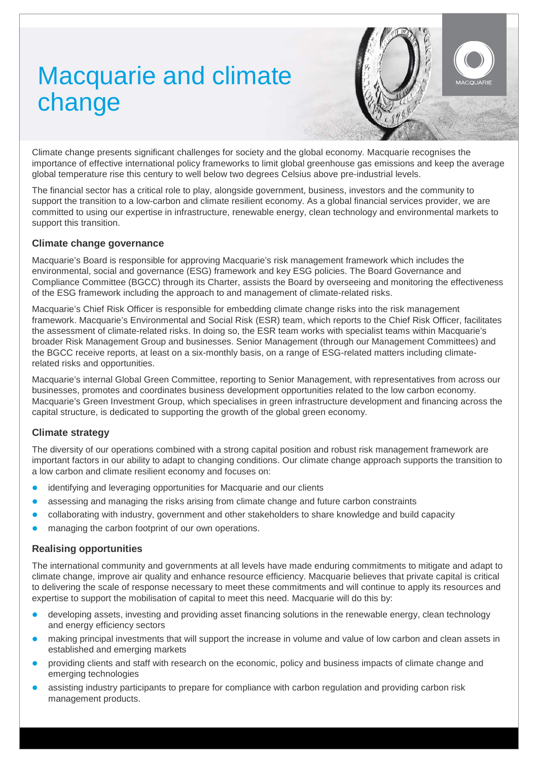# Macquarie and climate change

Climate change presents significant challenges for society and the global economy. Macquarie recognises the importance of effective international policy frameworks to limit global greenhouse gas emissions and keep the average global temperature rise this century to well below two degrees Celsius above pre-industrial levels.

The financial sector has a critical role to play, alongside government, business, investors and the community to support the transition to a low-carbon and climate resilient economy. As a global financial services provider, we are committed to using our expertise in infrastructure, renewable energy, clean technology and environmental markets to support this transition.

### Climate change governance

Macquarie's Board is responsible for approving Macquarie's risk management framework which includes the environmental, social and governance (ESG) framework and key ESG policies. The Board Governance and Compliance Committee (BGCC) through its Charter, assists the Board by overseeing and monitoring the effectiveness of the ESG framework including the approach to and management of climate-related risks.

Macquarie's Chief Risk Officer is responsible for embedding climate change risks into the risk management framework. Macquarie's Environmental and Social Risk (ESR) team, which reports to the Chief Risk Officer, facilitates the assessment of climate-related risks. In doing so, the ESR team works with specialist teams within Macquarie's broader Risk Management Group and businesses. Senior Management (through our Management Committees) and the BGCC receive reports, at least on a six-monthly basis, on a range of ESG-related matters including climate-related risks and opportunities.

Macquarie's internal Global Green Committee, reporting to Senior Management, with representatives from across our businesses, promotes and coordinates business development opportunities related to the low carbon economy. Macquarie's Green Investment Group, which specialises in green infrastructure development and financing across the capital structure, is dedicated to supporting the growth of the global green economy.

### Climate strategy

The diversity of our operations combined with a strong capital position and robust risk management framework are important factors in our ability to adapt to changing conditions. Our climate change approach supports the transition to a low carbon and climate resilient economy and focuses on:

- identifying and leveraging opportunities for Macquarie and our clients
- assessing and managing the risks arising from climate change and future carbon constraints
- collaborating with industry, government and other stakeholders to share knowledge and build capacity
- managing the carbon footprint of our own operations.

### Realising opportunities

The international community and governments at all levels have made enduring commitments to mitigate and adapt to climate change, improve air quality and enhance resource efficiency. Macquarie believes that private capital is critical to delivering the scale of response necessary to meet these commitments and will continue to apply its resources and expertise to support the mobilisation of capital to meet this need. Macquarie will do this by:

- developing assets, investing and providing asset financing solutions in the renewable energy, clean technology and energy efficiency sectors
- making principal investments that will support the increase in volume and value of low carbon and clean assets in established and emerging markets
- providing clients and staff with research on the economic, policy and business impacts of climate change and emerging technologies
- assisting industry participants to prepare for compliance with carbon regulation and providing carbon risk management products.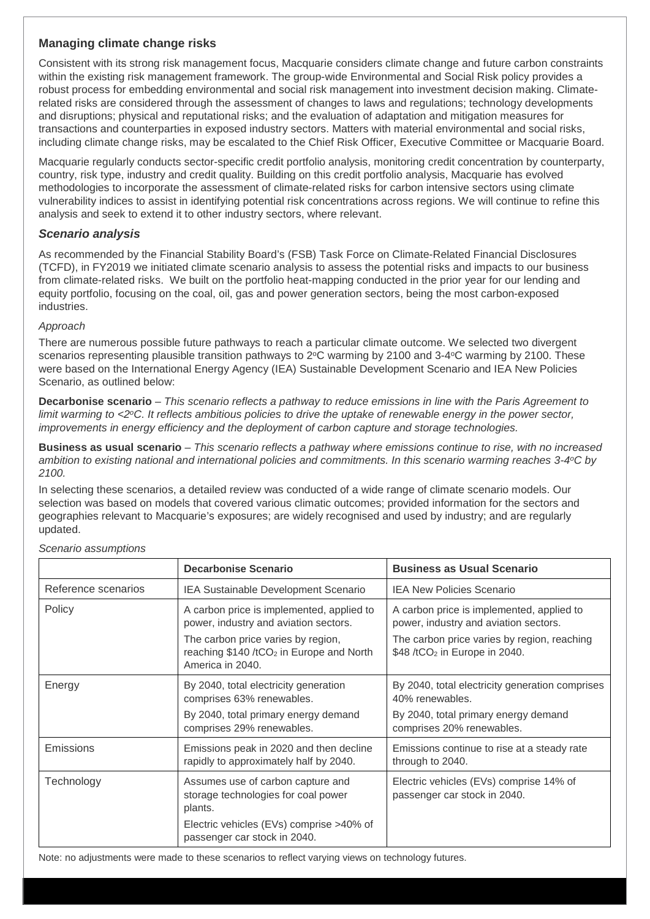## Managing climate change risks

Consistent with its strong risk management focus, Macquarie considers climate change and future carbon constraints within the existing risk management framework. The group-wide Environmental and Social Risk policy provides a robust process for embedding environmental and social risk management into investment decision making. Climate-related risks are considered through the assessment of changes to laws and regulations; technology developments and disruptions; physical and reputational risks; and the evaluation of adaptation and mitigation measures for transactions and counterparties in exposed industry sectors. Matters with material environmental and social risks, including climate change risks, may be escalated to the Chief Risk Officer, Executive Committee or Macquarie Board.

Macquarie regularly conducts sector-specific credit portfolio analysis, monitoring credit concentration by counterparty, country, risk type, industry and credit quality. Building on this credit portfolio analysis, Macquarie has evolved methodologies to incorporate the assessment of climate-related risks for carbon intensive sectors using climate vulnerability indices to assist in identifying potential risk concentrations across regions. We will continue to refine this analysis and seek to extend it to other industry sectors, where relevant.

### *Scenario analysis*

As recommended by the Financial Stability Board's (FSB) Task Force on Climate-Related Financial Disclosures (TCFD), in FY2019 we initiated climate scenario analysis to assess the potential risks and impacts to our business from climate-related risks. We built on the portfolio heat-mapping conducted in the prior year for our lending and equity portfolio, focusing on the coal, oil, gas and power generation sectors, being the most carbon-exposed industries.

*Approach*

There are numerous possible future pathways to reach a particular climate outcome. We selected two divergent scenarios representing plausible transition pathways to 2°C warming by 2100 and 3-4°C warming by 2100. These were based on the International Energy Agency (IEA) Sustainable Development Scenario and IEA New Policies Scenario, as outlined below:

**Decarbonise scenario** – *This scenario reflects a pathway to reduce emissions in line with the Paris Agreement to limit warming to <2°C. It reflects ambitious policies to drive the uptake of renewable energy in the power sector, improvements in energy efficiency and the deployment of carbon capture and storage technologies.*

**Business as usual scenario** – *This scenario reflects a pathway where emissions continue to rise, with no increased ambition to existing national and international policies and commitments. In this scenario warming reaches 3-4°C by 2100.*

In selecting these scenarios, a detailed review was conducted of a wide range of climate scenario models. Our selection was based on models that covered various climatic outcomes; provided information for the sectors and geographies relevant to Macquarie's exposures; are widely recognised and used by industry; and are regularly updated.

*Scenario assumptions*

| | **Decarbonise Scenario** | **Business as Usual Scenario** |
|---|---|---|
| Reference scenarios | IEA Sustainable Development Scenario | IEA New Policies Scenario |
| Policy | A carbon price is implemented, applied to power, industry and aviation sectors.<br>The carbon price varies by region, reaching \$140 /t$CO_2$ in Europe and North America in 2040. | A carbon price is implemented, applied to power, industry and aviation sectors.<br>The carbon price varies by region, reaching \$48 /t$CO_2$ in Europe in 2040. |
| Energy | By 2040, total electricity generation comprises 63% renewables.<br>By 2040, total primary energy demand comprises 29% renewables. | By 2040, total electricity generation comprises 40% renewables.<br>By 2040, total primary energy demand comprises 20% renewables. |
| Emissions | Emissions peak in 2020 and then decline rapidly to approximately half by 2040. | Emissions continue to rise at a steady rate through to 2040. |
| Technology | Assumes use of carbon capture and storage technologies for coal power plants.<br>Electric vehicles (EVs) comprise >40% of passenger car stock in 2040. | Electric vehicles (EVs) comprise 14% of passenger car stock in 2040. |

Note: no adjustments were made to these scenarios to reflect varying views on technology futures.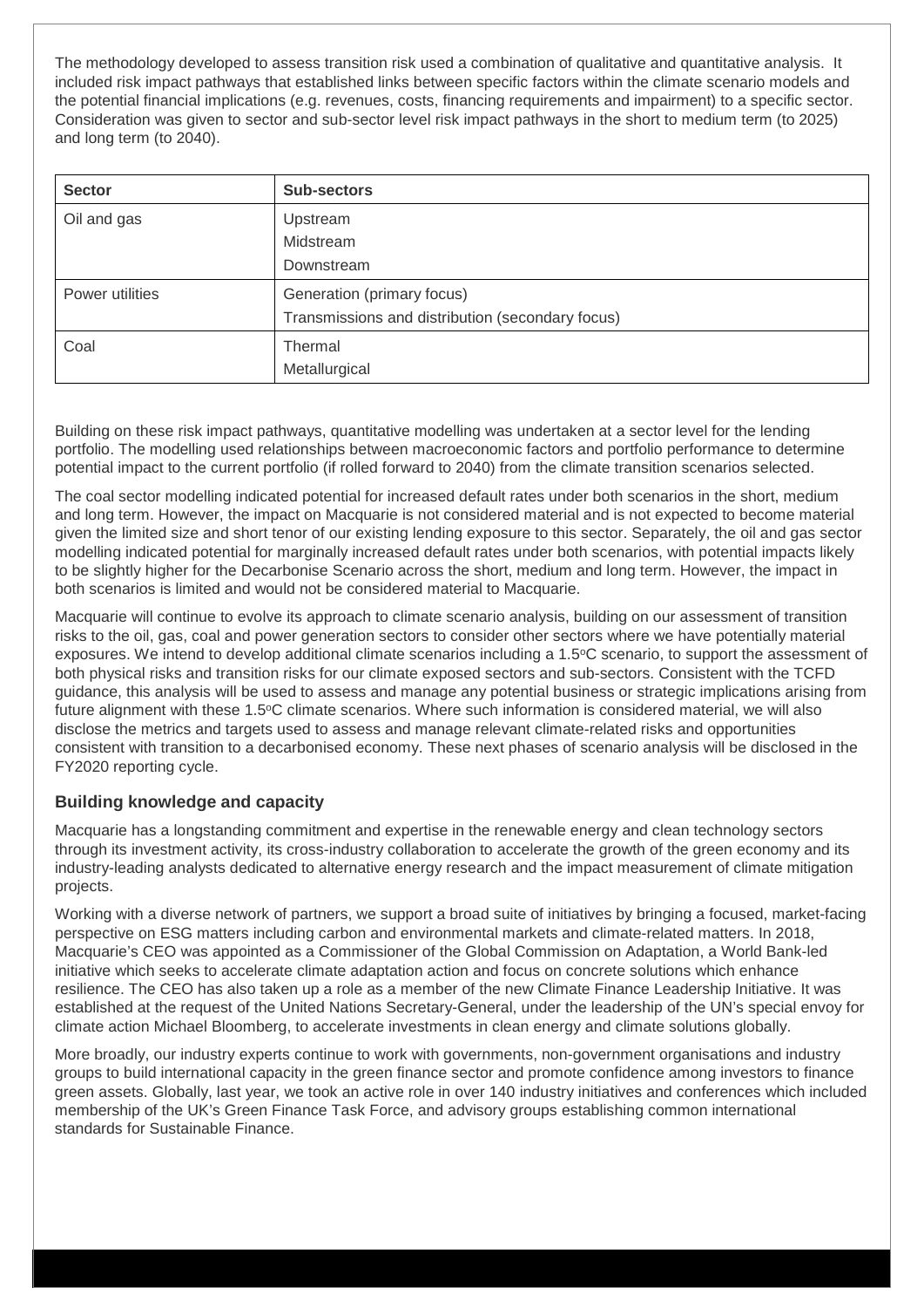The methodology developed to assess transition risk used a combination of qualitative and quantitative analysis. It included risk impact pathways that established links between specific factors within the climate scenario models and the potential financial implications (e.g. revenues, costs, financing requirements and impairment) to a specific sector. Consideration was given to sector and sub-sector level risk impact pathways in the short to medium term (to 2025) and long term (to 2040).

| Sector | Sub-sectors |
| --- | --- |
| Oil and gas | Upstream<br>Midstream<br>Downstream |
| Power utilities | Generation (primary focus)<br>Transmissions and distribution (secondary focus) |
| Coal | Thermal<br>Metallurgical |

Building on these risk impact pathways, quantitative modelling was undertaken at a sector level for the lending portfolio. The modelling used relationships between macroeconomic factors and portfolio performance to determine potential impact to the current portfolio (if rolled forward to 2040) from the climate transition scenarios selected.

The coal sector modelling indicated potential for increased default rates under both scenarios in the short, medium and long term. However, the impact on Macquarie is not considered material and is not expected to become material given the limited size and short tenor of our existing lending exposure to this sector. Separately, the oil and gas sector modelling indicated potential for marginally increased default rates under both scenarios, with potential impacts likely to be slightly higher for the Decarbonise Scenario across the short, medium and long term. However, the impact in both scenarios is limited and would not be considered material to Macquarie.

Macquarie will continue to evolve its approach to climate scenario analysis, building on our assessment of transition risks to the oil, gas, coal and power generation sectors to consider other sectors where we have potentially material exposures. We intend to develop additional climate scenarios including a 1.5°C scenario, to support the assessment of both physical risks and transition risks for our climate exposed sectors and sub-sectors. Consistent with the TCFD guidance, this analysis will be used to assess and manage any potential business or strategic implications arising from future alignment with these 1.5°C climate scenarios. Where such information is considered material, we will also disclose the metrics and targets used to assess and manage relevant climate-related risks and opportunities consistent with transition to a decarbonised economy. These next phases of scenario analysis will be disclosed in the FY2020 reporting cycle.

### Building knowledge and capacity

Macquarie has a longstanding commitment and expertise in the renewable energy and clean technology sectors through its investment activity, its cross-industry collaboration to accelerate the growth of the green economy and its industry-leading analysts dedicated to alternative energy research and the impact measurement of climate mitigation projects.

Working with a diverse network of partners, we support a broad suite of initiatives by bringing a focused, market-facing perspective on ESG matters including carbon and environmental markets and climate-related matters. In 2018, Macquarie's CEO was appointed as a Commissioner of the Global Commission on Adaptation, a World Bank-led initiative which seeks to accelerate climate adaptation action and focus on concrete solutions which enhance resilience. The CEO has also taken up a role as a member of the new Climate Finance Leadership Initiative. It was established at the request of the United Nations Secretary-General, under the leadership of the UN's special envoy for climate action Michael Bloomberg, to accelerate investments in clean energy and climate solutions globally.

More broadly, our industry experts continue to work with governments, non-government organisations and industry groups to build international capacity in the green finance sector and promote confidence among investors to finance green assets. Globally, last year, we took an active role in over 140 industry initiatives and conferences which included membership of the UK's Green Finance Task Force, and advisory groups establishing common international standards for Sustainable Finance.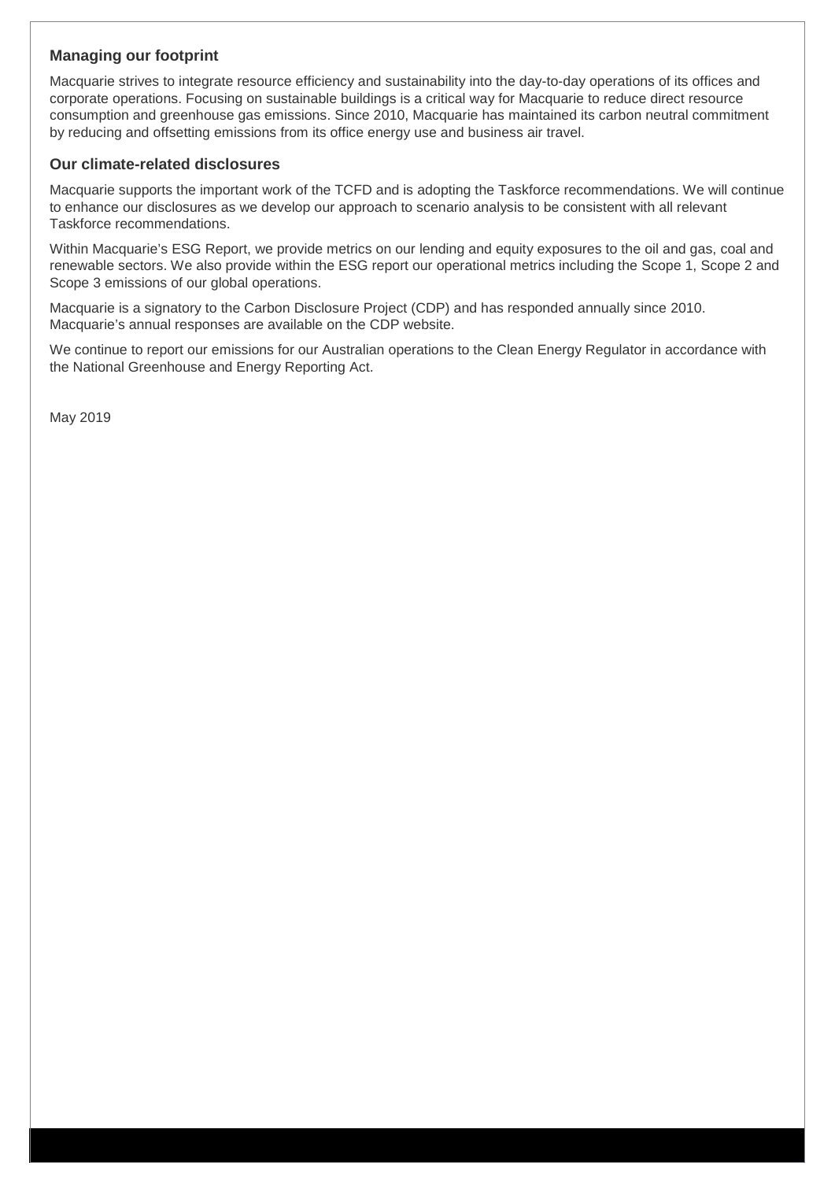## Managing our footprint

Macquarie strives to integrate resource efficiency and sustainability into the day-to-day operations of its offices and corporate operations. Focusing on sustainable buildings is a critical way for Macquarie to reduce direct resource consumption and greenhouse gas emissions. Since 2010, Macquarie has maintained its carbon neutral commitment by reducing and offsetting emissions from its office energy use and business air travel.

## Our climate-related disclosures

Macquarie supports the important work of the TCFD and is adopting the Taskforce recommendations. We will continue to enhance our disclosures as we develop our approach to scenario analysis to be consistent with all relevant Taskforce recommendations.

Within Macquarie's ESG Report, we provide metrics on our lending and equity exposures to the oil and gas, coal and renewable sectors. We also provide within the ESG report our operational metrics including the Scope 1, Scope 2 and Scope 3 emissions of our global operations.

Macquarie is a signatory to the Carbon Disclosure Project (CDP) and has responded annually since 2010. Macquarie's annual responses are available on the CDP website.

We continue to report our emissions for our Australian operations to the Clean Energy Regulator in accordance with the National Greenhouse and Energy Reporting Act.

May 2019